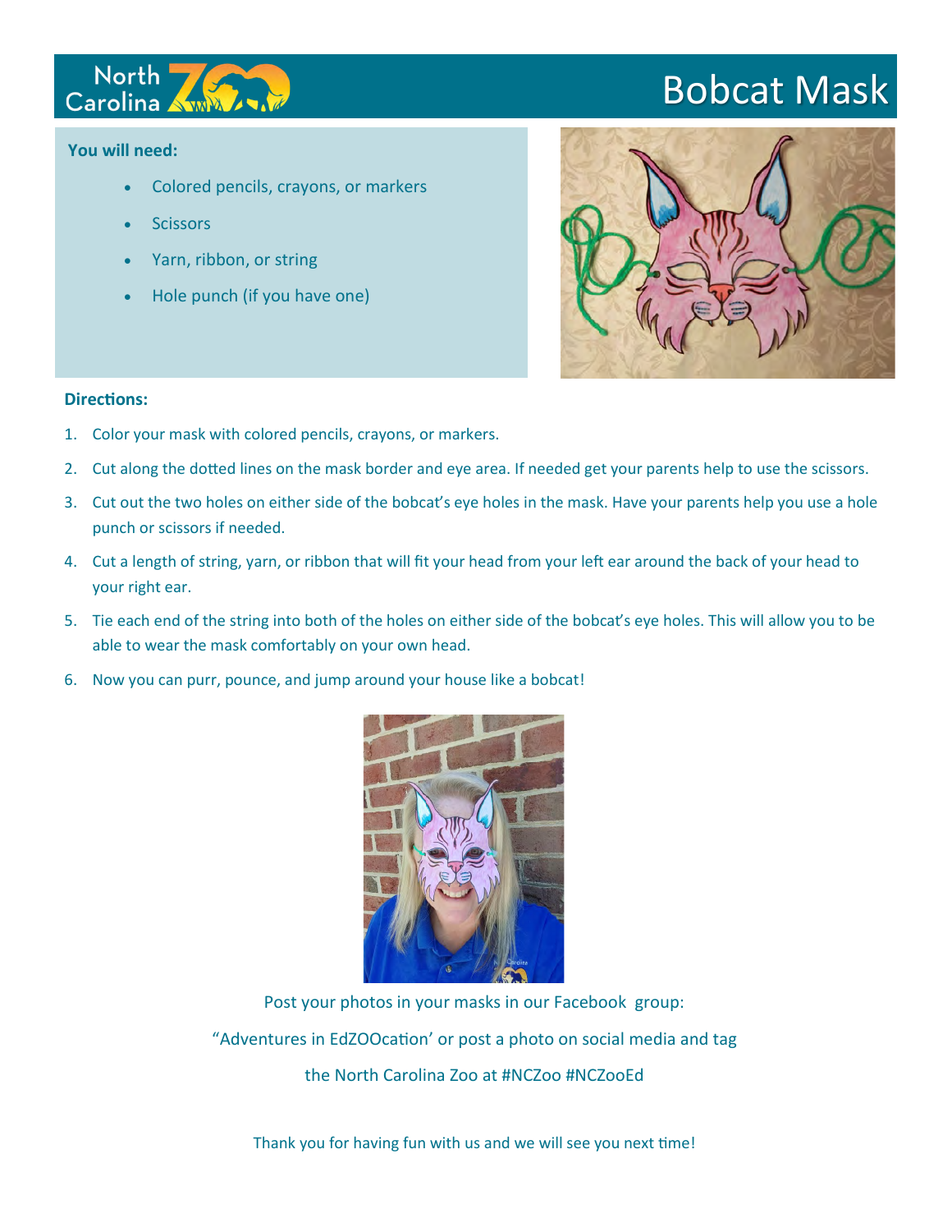North Carolina Zoo

# Bobcat Mask

**You will need:**

- Colored pencils, crayons, or markers
- Scissors
- Yarn, ribbon, or string
- Hole punch (if you have one)

**Directions:**

1. Color your mask with colored pencils, crayons, or markers.
2. Cut along the dotted lines on the mask border and eye area. If needed get your parents help to use the scissors.
3. Cut out the two holes on either side of the bobcat's eye holes in the mask. Have your parents help you use a hole punch or scissors if needed.
4. Cut a length of string, yarn, or ribbon that will fit your head from your left ear around the back of your head to your right ear.
5. Tie each end of the string into both of the holes on either side of the bobcat's eye holes. This will allow you to be able to wear the mask comfortably on your own head.
6. Now you can purr, pounce, and jump around your house like a bobcat!

Post your photos in your masks in our Facebook group:

"Adventures in EdZOOcation' or post a photo on social media and tag

the North Carolina Zoo at #NCZoo #NCZooEd

Thank you for having fun with us and we will see you next time!